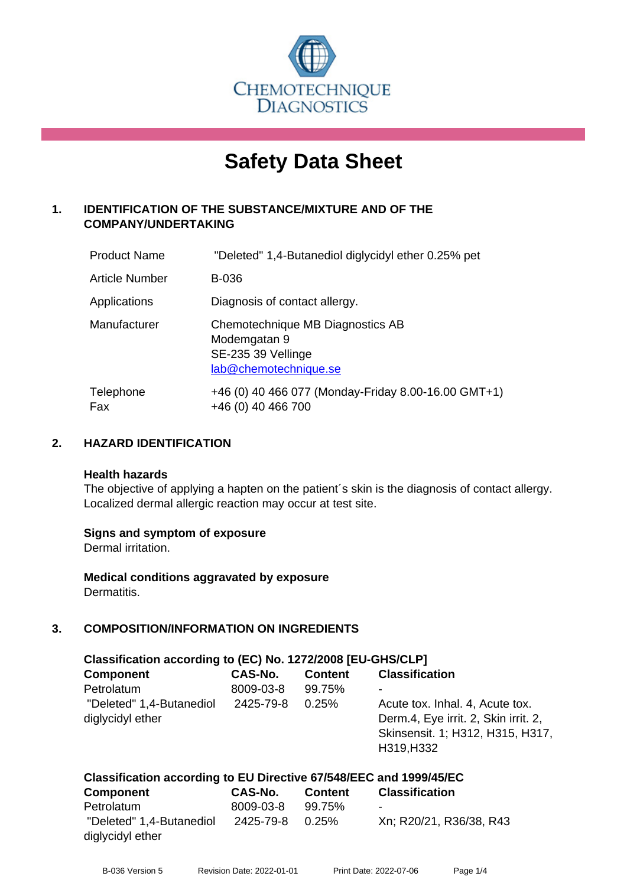CHEMOTECHNIQUE DIAGNOSTICS

# Safety Data Sheet

## 1. IDENTIFICATION OF THE SUBSTANCE/MIXTURE AND OF THE COMPANY/UNDERTAKING

| | |
|---|---|
| Product Name | "Deleted" 1,4-Butanediol diglycidyl ether 0.25% pet |
| Article Number | B-036 |
| Applications | Diagnosis of contact allergy. |
| Manufacturer | Chemotechnique MB Diagnostics AB<br>Modemgatan 9<br>SE-235 39 Vellinge<br>lab@chemotechnique.se |
| Telephone<br>Fax | +46 (0) 40 466 077 (Monday-Friday 8.00-16.00 GMT+1)<br>+46 (0) 40 466 700 |

## 2. HAZARD IDENTIFICATION

**Health hazards**
The objective of applying a hapten on the patient´s skin is the diagnosis of contact allergy. Localized dermal allergic reaction may occur at test site.

**Signs and symptom of exposure**
Dermal irritation.

**Medical conditions aggravated by exposure**
Dermatitis.

## 3. COMPOSITION/INFORMATION ON INGREDIENTS

**Classification according to (EC) No. 1272/2008 [EU-GHS/CLP]**

| Component | CAS-No. | Content | Classification |
|---|---|---|---|
| Petrolatum | 8009-03-8 | 99.75% | - |
| "Deleted" 1,4-Butanediol diglycidyl ether | 2425-79-8 | 0.25% | Acute tox. Inhal. 4, Acute tox. Derm.4, Eye irrit. 2, Skin irrit. 2, Skinsensit. 1; H312, H315, H317, H319,H332 |

**Classification according to EU Directive 67/548/EEC and 1999/45/EC**

| Component | CAS-No. | Content | Classification |
|---|---|---|---|
| Petrolatum | 8009-03-8 | 99.75% | - |
| "Deleted" 1,4-Butanediol diglycidyl ether | 2425-79-8 | 0.25% | Xn; R20/21, R36/38, R43 |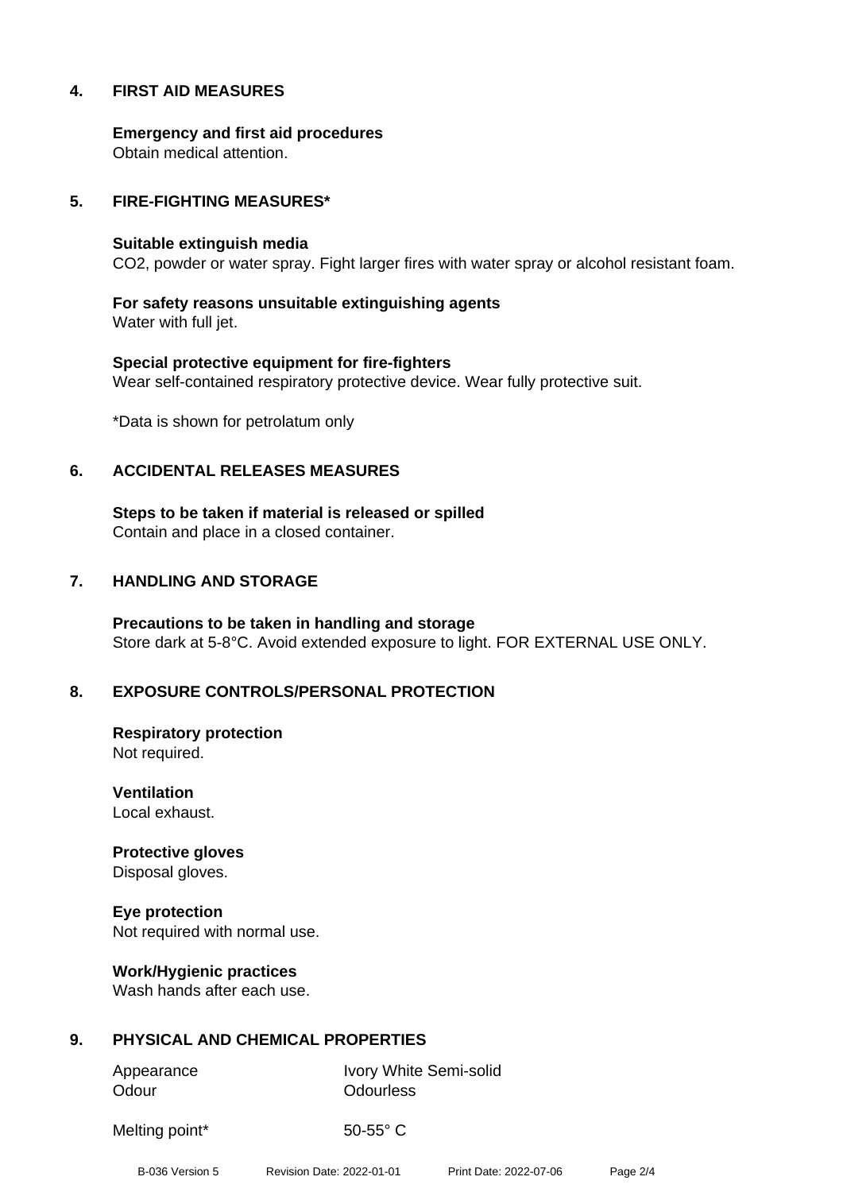## 4. FIRST AID MEASURES

**Emergency and first aid procedures**
Obtain medical attention.

## 5. FIRE-FIGHTING MEASURES*

**Suitable extinguish media**
$CO_2$, powder or water spray. Fight larger fires with water spray or alcohol resistant foam.

**For safety reasons unsuitable extinguishing agents**
Water with full jet.

**Special protective equipment for fire-fighters**
Wear self-contained respiratory protective device. Wear fully protective suit.

*Data is shown for petrolatum only

## 6. ACCIDENTAL RELEASES MEASURES

**Steps to be taken if material is released or spilled**
Contain and place in a closed container.

## 7. HANDLING AND STORAGE

**Precautions to be taken in handling and storage**
Store dark at 5-8°C. Avoid extended exposure to light. FOR EXTERNAL USE ONLY.

## 8. EXPOSURE CONTROLS/PERSONAL PROTECTION

**Respiratory protection**
Not required.

**Ventilation**
Local exhaust.

**Protective gloves**
Disposal gloves.

**Eye protection**
Not required with normal use.

**Work/Hygienic practices**
Wash hands after each use.

## 9. PHYSICAL AND CHEMICAL PROPERTIES

| | |
|---|---|
| Appearance | Ivory White Semi-solid |
| Odour | Odourless |
| Melting point* | 50-55° C |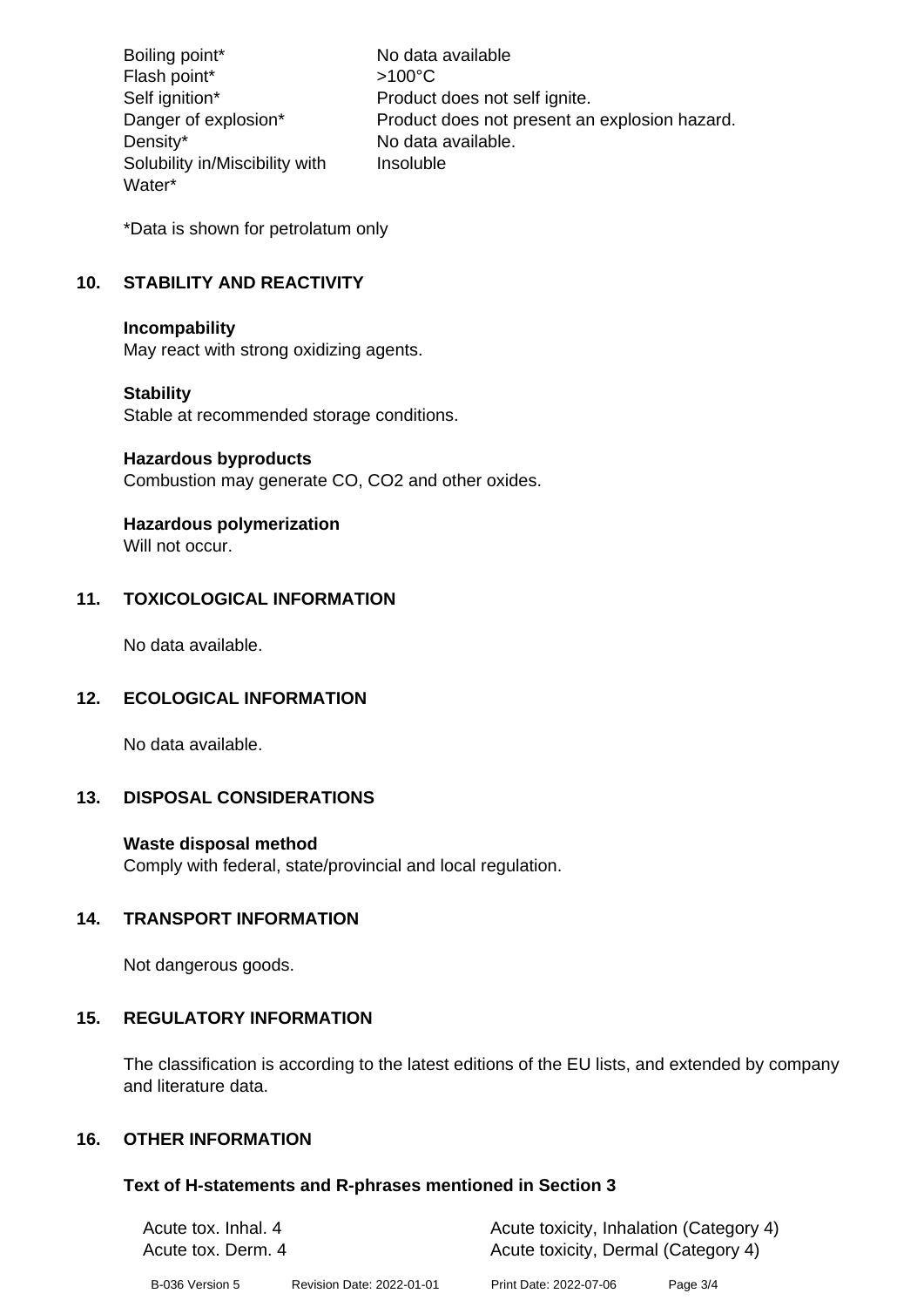| Property | Value |
|---|---|
| Boiling point* | No data available |
| Flash point* | >100°C |
| Self ignition* | Product does not self ignite. |
| Danger of explosion* | Product does not present an explosion hazard. |
| Density* | No data available. |
| Solubility in/Miscibility with Water* | Insoluble |

*Data is shown for petrolatum only

## 10. STABILITY AND REACTIVITY

**Incompability**
May react with strong oxidizing agents.

**Stability**
Stable at recommended storage conditions.

**Hazardous byproducts**
Combustion may generate CO, $CO_2$ and other oxides.

**Hazardous polymerization**
Will not occur.

## 11. TOXICOLOGICAL INFORMATION

No data available.

## 12. ECOLOGICAL INFORMATION

No data available.

## 13. DISPOSAL CONSIDERATIONS

**Waste disposal method**
Comply with federal, state/provincial and local regulation.

## 14. TRANSPORT INFORMATION

Not dangerous goods.

## 15. REGULATORY INFORMATION

The classification is according to the latest editions of the EU lists, and extended by company and literature data.

## 16. OTHER INFORMATION

### Text of H-statements and R-phrases mentioned in Section 3

| Code | Description |
|---|---|
| Acute tox. Inhal. 4 | Acute toxicity, Inhalation (Category 4) |
| Acute tox. Derm. 4 | Acute toxicity, Dermal (Category 4) |

B-036 Version 5 Revision Date: 2022-01-01 Print Date: 2022-07-06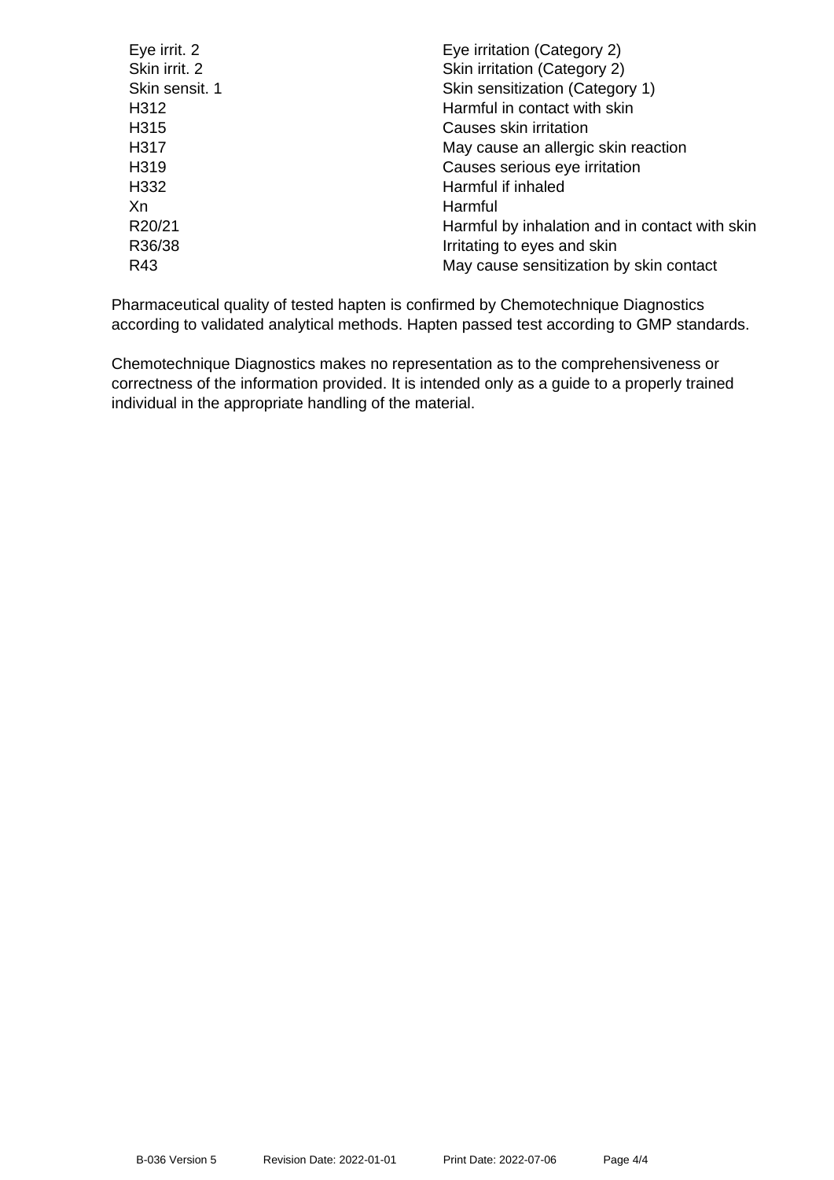| | |
|---|---|
| Eye irrit. 2 | Eye irritation (Category 2) |
| Skin irrit. 2 | Skin irritation (Category 2) |
| Skin sensit. 1 | Skin sensitization (Category 1) |
| H312 | Harmful in contact with skin |
| H315 | Causes skin irritation |
| H317 | May cause an allergic skin reaction |
| H319 | Causes serious eye irritation |
| H332 | Harmful if inhaled |
| Xn | Harmful |
| R20/21 | Harmful by inhalation and in contact with skin |
| R36/38 | Irritating to eyes and skin |
| R43 | May cause sensitization by skin contact |

Pharmaceutical quality of tested hapten is confirmed by Chemotechnique Diagnostics according to validated analytical methods. Hapten passed test according to GMP standards.

Chemotechnique Diagnostics makes no representation as to the comprehensiveness or correctness of the information provided. It is intended only as a guide to a properly trained individual in the appropriate handling of the material.